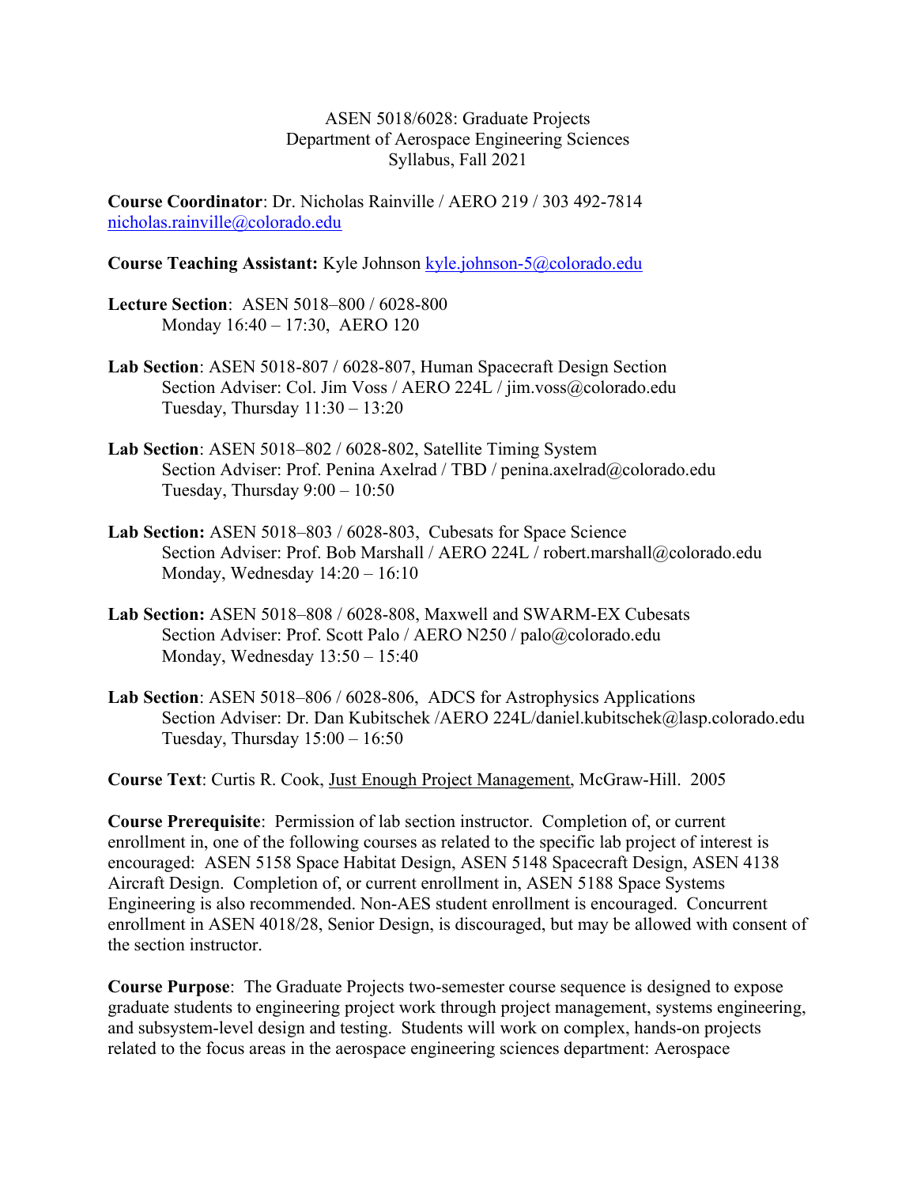ASEN 5018/6028: Graduate Projects
Department of Aerospace Engineering Sciences
Syllabus, Fall 2021

**Course Coordinator**: Dr. Nicholas Rainville / AERO 219 / 303 492-7814
nicholas.rainville@colorado.edu

**Course Teaching Assistant:** Kyle Johnson kyle.johnson-5@colorado.edu

**Lecture Section**: ASEN 5018–800 / 6028-800
Monday 16:40 – 17:30, AERO 120

**Lab Section**: ASEN 5018-807 / 6028-807, Human Spacecraft Design Section
Section Adviser: Col. Jim Voss / AERO 224L / jim.voss@colorado.edu
Tuesday, Thursday 11:30 – 13:20

**Lab Section**: ASEN 5018–802 / 6028-802, Satellite Timing System
Section Adviser: Prof. Penina Axelrad / TBD / penina.axelrad@colorado.edu
Tuesday, Thursday 9:00 – 10:50

**Lab Section:** ASEN 5018–803 / 6028-803, Cubesats for Space Science
Section Adviser: Prof. Bob Marshall / AERO 224L / robert.marshall@colorado.edu
Monday, Wednesday 14:20 – 16:10

**Lab Section:** ASEN 5018–808 / 6028-808, Maxwell and SWARM-EX Cubesats
Section Adviser: Prof. Scott Palo / AERO N250 / palo@colorado.edu
Monday, Wednesday 13:50 – 15:40

**Lab Section**: ASEN 5018–806 / 6028-806, ADCS for Astrophysics Applications
Section Adviser: Dr. Dan Kubitschek /AERO 224L/daniel.kubitschek@lasp.colorado.edu
Tuesday, Thursday 15:00 – 16:50

**Course Text**: Curtis R. Cook, Just Enough Project Management, McGraw-Hill. 2005

**Course Prerequisite**: Permission of lab section instructor. Completion of, or current enrollment in, one of the following courses as related to the specific lab project of interest is encouraged: ASEN 5158 Space Habitat Design, ASEN 5148 Spacecraft Design, ASEN 4138 Aircraft Design. Completion of, or current enrollment in, ASEN 5188 Space Systems Engineering is also recommended. Non-AES student enrollment is encouraged. Concurrent enrollment in ASEN 4018/28, Senior Design, is discouraged, but may be allowed with consent of the section instructor.

**Course Purpose**: The Graduate Projects two-semester course sequence is designed to expose graduate students to engineering project work through project management, systems engineering, and subsystem-level design and testing. Students will work on complex, hands-on projects related to the focus areas in the aerospace engineering sciences department: Aerospace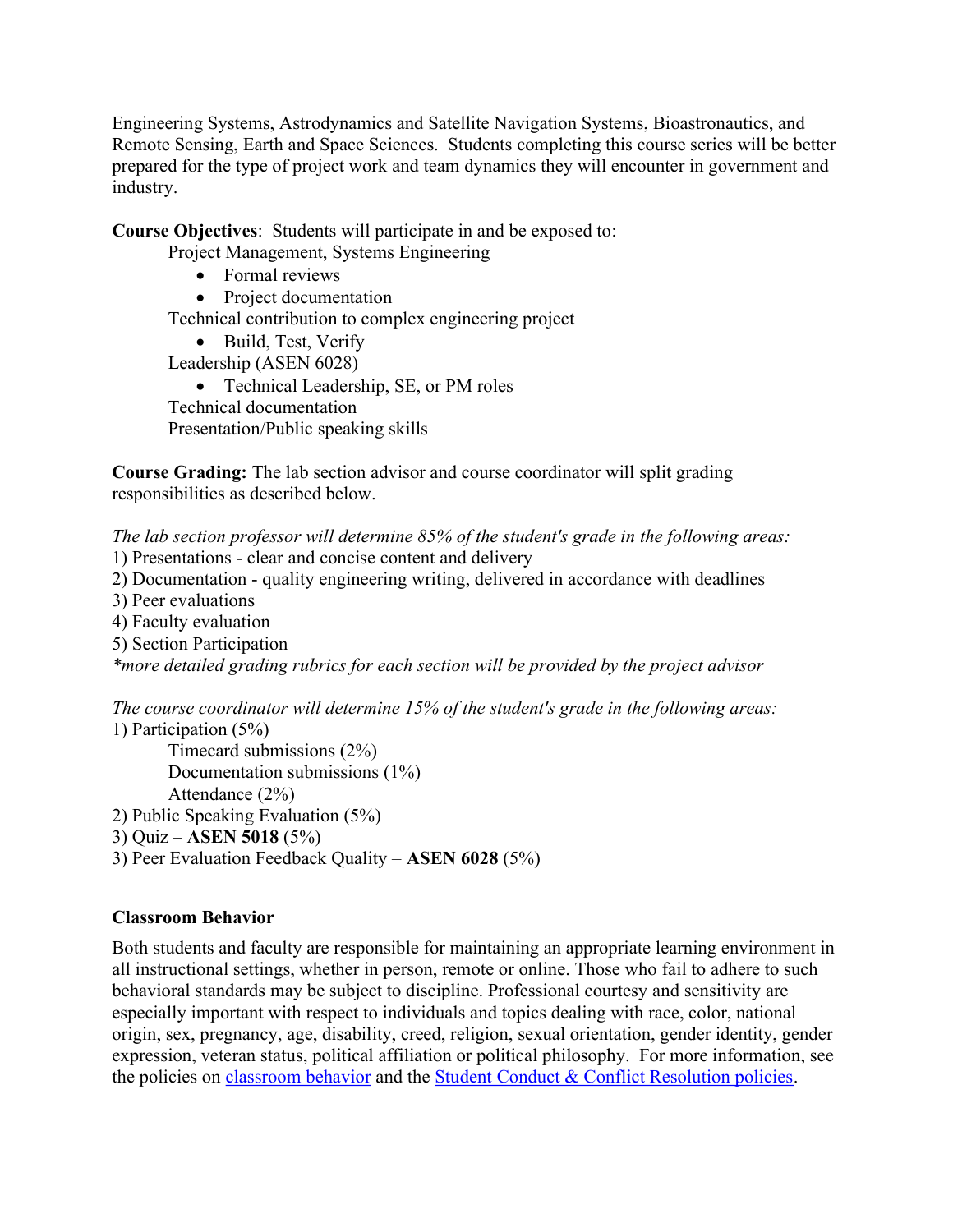Engineering Systems, Astrodynamics and Satellite Navigation Systems, Bioastronautics, and Remote Sensing, Earth and Space Sciences. Students completing this course series will be better prepared for the type of project work and team dynamics they will encounter in government and industry.

**Course Objectives**: Students will participate in and be exposed to:

Project Management, Systems Engineering

- Formal reviews
- Project documentation

Technical contribution to complex engineering project

- Build, Test, Verify

Leadership (ASEN 6028)

- Technical Leadership, SE, or PM roles

Technical documentation

Presentation/Public speaking skills

**Course Grading:** The lab section advisor and course coordinator will split grading responsibilities as described below.

*The lab section professor will determine 85% of the student's grade in the following areas:*

1) Presentations - clear and concise content and delivery
2) Documentation - quality engineering writing, delivered in accordance with deadlines
3) Peer evaluations
4) Faculty evaluation
5) Section Participation

*\*more detailed grading rubrics for each section will be provided by the project advisor*

*The course coordinator will determine 15% of the student's grade in the following areas:*

1) Participation (5%)
    - Timecard submissions (2%)
    - Documentation submissions (1%)
    - Attendance (2%)
2) Public Speaking Evaluation (5%)
3) Quiz – **ASEN 5018** (5%)
3) Peer Evaluation Feedback Quality – **ASEN 6028** (5%)

### Classroom Behavior

Both students and faculty are responsible for maintaining an appropriate learning environment in all instructional settings, whether in person, remote or online. Those who fail to adhere to such behavioral standards may be subject to discipline. Professional courtesy and sensitivity are especially important with respect to individuals and topics dealing with race, color, national origin, sex, pregnancy, age, disability, creed, religion, sexual orientation, gender identity, gender expression, veteran status, political affiliation or political philosophy. For more information, see the policies on classroom behavior and the Student Conduct & Conflict Resolution policies.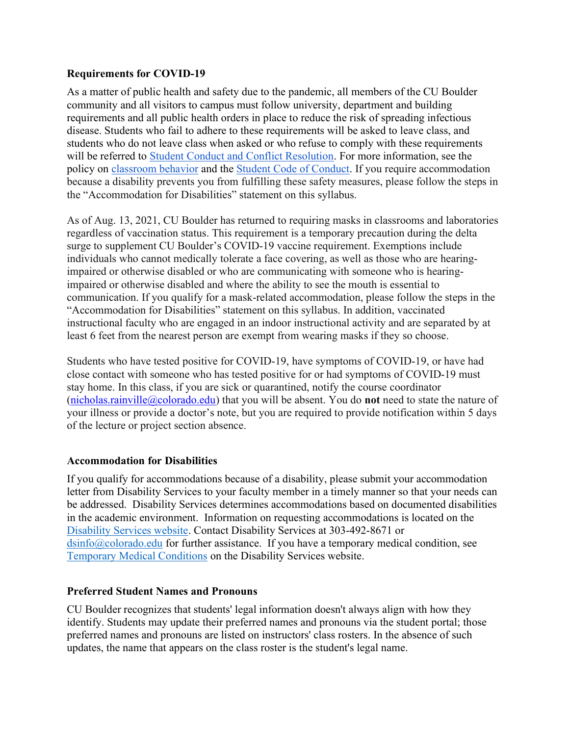**Requirements for COVID-19**

As a matter of public health and safety due to the pandemic, all members of the CU Boulder community and all visitors to campus must follow university, department and building requirements and all public health orders in place to reduce the risk of spreading infectious disease. Students who fail to adhere to these requirements will be asked to leave class, and students who do not leave class when asked or who refuse to comply with these requirements will be referred to [Student Conduct and Conflict Resolution](). For more information, see the policy on [classroom behavior]() and the [Student Code of Conduct](). If you require accommodation because a disability prevents you from fulfilling these safety measures, please follow the steps in the "Accommodation for Disabilities" statement on this syllabus.

As of Aug. 13, 2021, CU Boulder has returned to requiring masks in classrooms and laboratories regardless of vaccination status. This requirement is a temporary precaution during the delta surge to supplement CU Boulder's COVID-19 vaccine requirement. Exemptions include individuals who cannot medically tolerate a face covering, as well as those who are hearing-impaired or otherwise disabled or who are communicating with someone who is hearing-impaired or otherwise disabled and where the ability to see the mouth is essential to communication. If you qualify for a mask-related accommodation, please follow the steps in the "Accommodation for Disabilities" statement on this syllabus. In addition, vaccinated instructional faculty who are engaged in an indoor instructional activity and are separated by at least 6 feet from the nearest person are exempt from wearing masks if they so choose.

Students who have tested positive for COVID-19, have symptoms of COVID-19, or have had close contact with someone who has tested positive for or had symptoms of COVID-19 must stay home. In this class, if you are sick or quarantined, notify the course coordinator (nicholas.rainville@colorado.edu) that you will be absent. You do **not** need to state the nature of your illness or provide a doctor's note, but you are required to provide notification within 5 days of the lecture or project section absence.

**Accommodation for Disabilities**

If you qualify for accommodations because of a disability, please submit your accommodation letter from Disability Services to your faculty member in a timely manner so that your needs can be addressed. Disability Services determines accommodations based on documented disabilities in the academic environment. Information on requesting accommodations is located on the [Disability Services website](). Contact Disability Services at 303-492-8671 or dsinfo@colorado.edu for further assistance. If you have a temporary medical condition, see [Temporary Medical Conditions]() on the Disability Services website.

**Preferred Student Names and Pronouns**

CU Boulder recognizes that students' legal information doesn't always align with how they identify. Students may update their preferred names and pronouns via the student portal; those preferred names and pronouns are listed on instructors' class rosters. In the absence of such updates, the name that appears on the class roster is the student's legal name.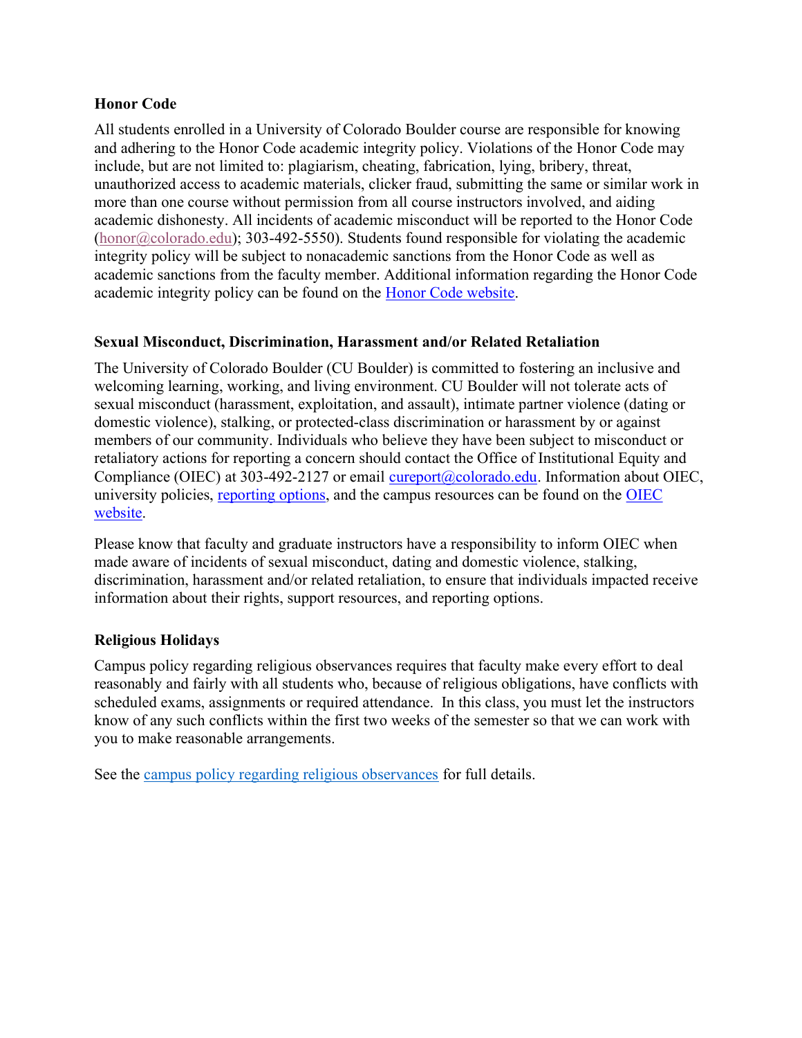**Honor Code**

All students enrolled in a University of Colorado Boulder course are responsible for knowing and adhering to the Honor Code academic integrity policy. Violations of the Honor Code may include, but are not limited to: plagiarism, cheating, fabrication, lying, bribery, threat, unauthorized access to academic materials, clicker fraud, submitting the same or similar work in more than one course without permission from all course instructors involved, and aiding academic dishonesty. All incidents of academic misconduct will be reported to the Honor Code (honor@colorado.edu); 303-492-5550). Students found responsible for violating the academic integrity policy will be subject to nonacademic sanctions from the Honor Code as well as academic sanctions from the faculty member. Additional information regarding the Honor Code academic integrity policy can be found on the Honor Code website.

**Sexual Misconduct, Discrimination, Harassment and/or Related Retaliation**

The University of Colorado Boulder (CU Boulder) is committed to fostering an inclusive and welcoming learning, working, and living environment. CU Boulder will not tolerate acts of sexual misconduct (harassment, exploitation, and assault), intimate partner violence (dating or domestic violence), stalking, or protected-class discrimination or harassment by or against members of our community. Individuals who believe they have been subject to misconduct or retaliatory actions for reporting a concern should contact the Office of Institutional Equity and Compliance (OIEC) at 303-492-2127 or email cureport@colorado.edu. Information about OIEC, university policies, reporting options, and the campus resources can be found on the OIEC website.

Please know that faculty and graduate instructors have a responsibility to inform OIEC when made aware of incidents of sexual misconduct, dating and domestic violence, stalking, discrimination, harassment and/or related retaliation, to ensure that individuals impacted receive information about their rights, support resources, and reporting options.

**Religious Holidays**

Campus policy regarding religious observances requires that faculty make every effort to deal reasonably and fairly with all students who, because of religious obligations, have conflicts with scheduled exams, assignments or required attendance. In this class, you must let the instructors know of any such conflicts within the first two weeks of the semester so that we can work with you to make reasonable arrangements.

See the campus policy regarding religious observances for full details.